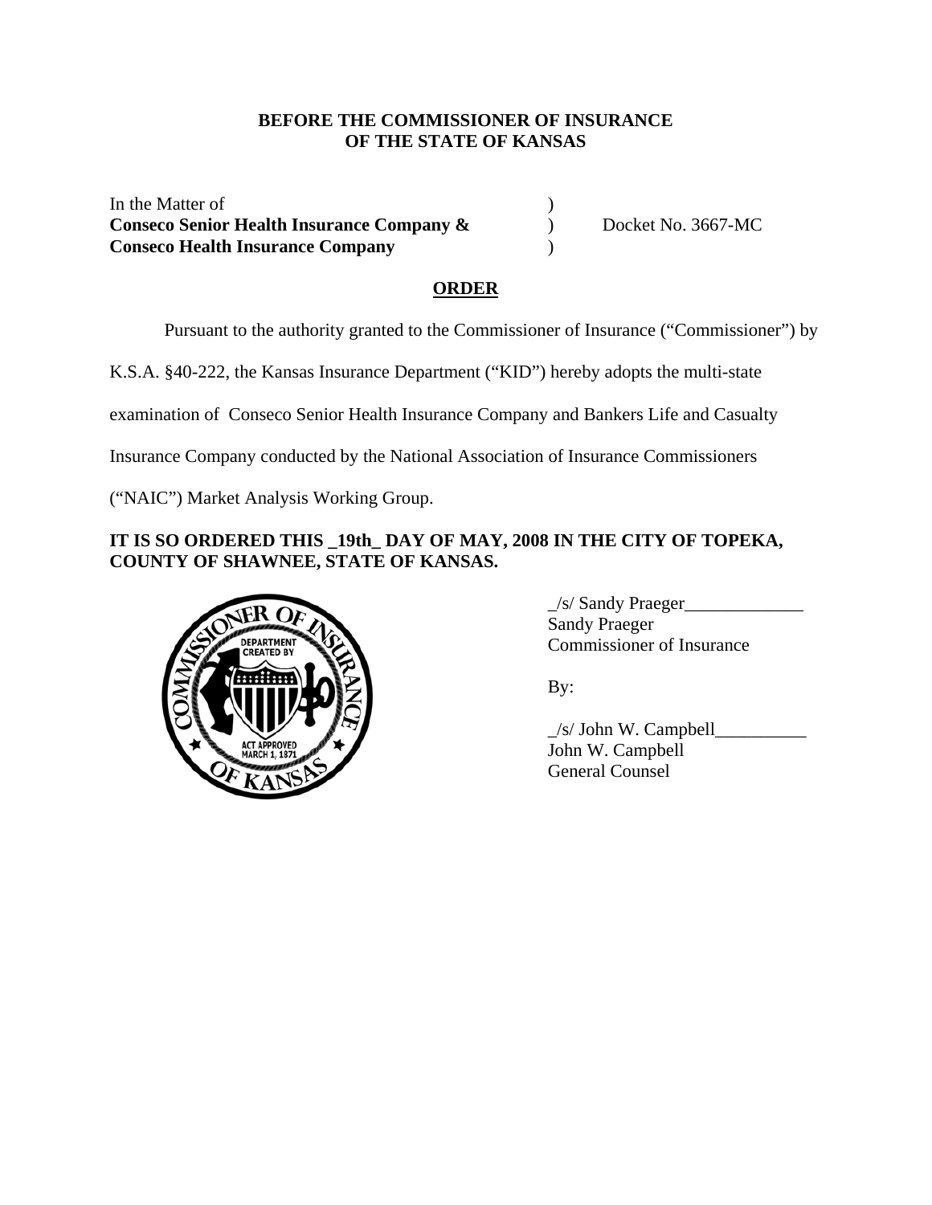**BEFORE THE COMMISSIONER OF INSURANCE**
**OF THE STATE OF KANSAS**

In the Matter of )
**Conseco Senior Health Insurance Company &** ) Docket No. 3667-MC
**Conseco Health Insurance Company** )

**ORDER**

Pursuant to the authority granted to the Commissioner of Insurance ("Commissioner") by K.S.A. §40-222, the Kansas Insurance Department ("KID") hereby adopts the multi-state examination of Conseco Senior Health Insurance Company and Bankers Life and Casualty Insurance Company conducted by the National Association of Insurance Commissioners ("NAIC") Market Analysis Working Group.

**IT IS SO ORDERED THIS _19th_ DAY OF MAY, 2008 IN THE CITY OF TOPEKA, COUNTY OF SHAWNEE, STATE OF KANSAS.**

_/s/ Sandy Praeger_____________
Sandy Praeger
Commissioner of Insurance

By:

_/s/ John W. Campbell__________
John W. Campbell
General Counsel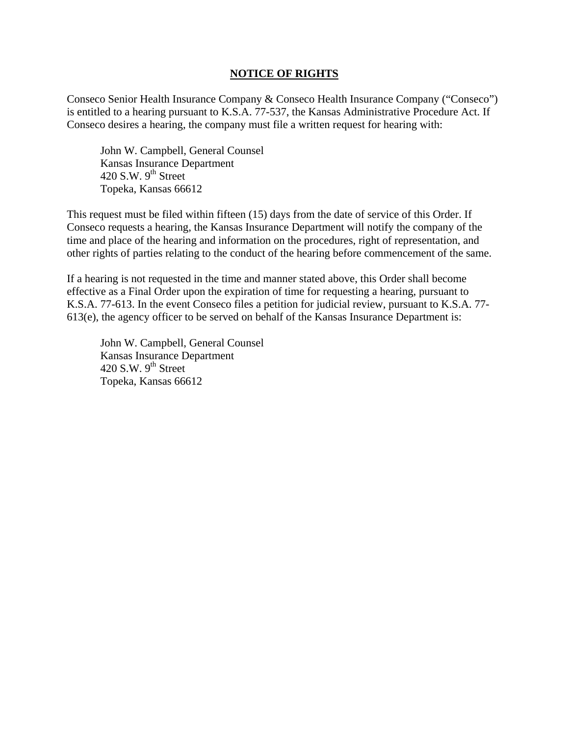## NOTICE OF RIGHTS

Conseco Senior Health Insurance Company & Conseco Health Insurance Company ("Conseco") is entitled to a hearing pursuant to K.S.A. 77-537, the Kansas Administrative Procedure Act. If Conseco desires a hearing, the company must file a written request for hearing with:

> John W. Campbell, General Counsel
> Kansas Insurance Department
> 420 S.W. 9th Street
> Topeka, Kansas 66612

This request must be filed within fifteen (15) days from the date of service of this Order. If Conseco requests a hearing, the Kansas Insurance Department will notify the company of the time and place of the hearing and information on the procedures, right of representation, and other rights of parties relating to the conduct of the hearing before commencement of the same.

If a hearing is not requested in the time and manner stated above, this Order shall become effective as a Final Order upon the expiration of time for requesting a hearing, pursuant to K.S.A. 77-613. In the event Conseco files a petition for judicial review, pursuant to K.S.A. 77-613(e), the agency officer to be served on behalf of the Kansas Insurance Department is:

> John W. Campbell, General Counsel
> Kansas Insurance Department
> 420 S.W. 9th Street
> Topeka, Kansas 66612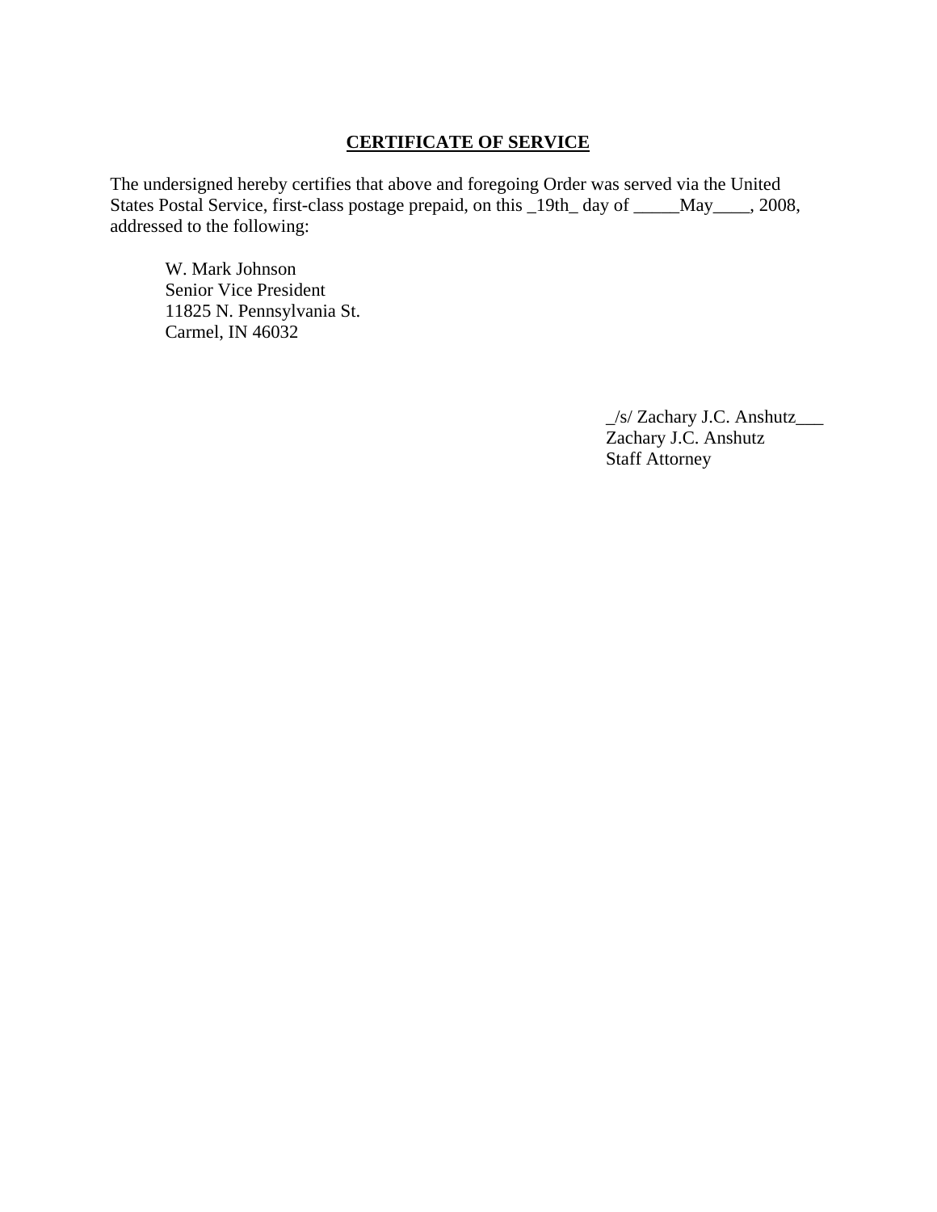**CERTIFICATE OF SERVICE**

The undersigned hereby certifies that above and foregoing Order was served via the United States Postal Service, first-class postage prepaid, on this _19th_ day of _____May____, 2008, addressed to the following:

W. Mark Johnson
Senior Vice President
11825 N. Pennsylvania St.
Carmel, IN 46032

_/s/ Zachary J.C. Anshutz___
Zachary J.C. Anshutz
Staff Attorney